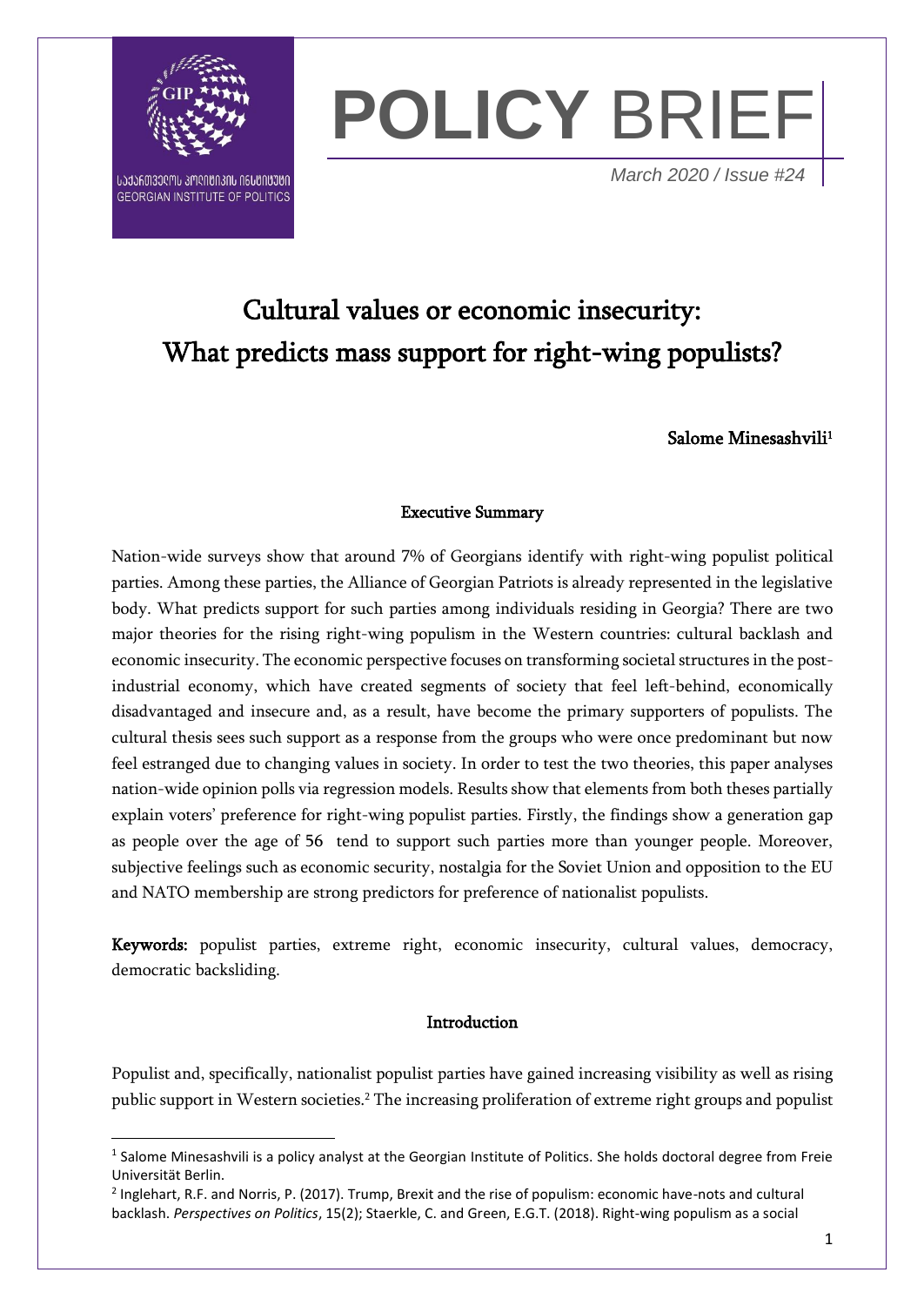საქართველოს პოლიტიკის ინსტიტუტი
GEORGIAN INSTITUTE OF POLITICS

# POLICY BRIEF

*March 2020 / Issue #24*

# Cultural values or economic insecurity: What predicts mass support for right-wing populists?

Salome Minesashvili[1]

## Executive Summary

Nation-wide surveys show that around 7% of Georgians identify with right-wing populist political parties. Among these parties, the Alliance of Georgian Patriots is already represented in the legislative body. What predicts support for such parties among individuals residing in Georgia? There are two major theories for the rising right-wing populism in the Western countries: cultural backlash and economic insecurity. The economic perspective focuses on transforming societal structures in the post-industrial economy, which have created segments of society that feel left-behind, economically disadvantaged and insecure and, as a result, have become the primary supporters of populists. The cultural thesis sees such support as a response from the groups who were once predominant but now feel estranged due to changing values in society. In order to test the two theories, this paper analyses nation-wide opinion polls via regression models. Results show that elements from both theses partially explain voters' preference for right-wing populist parties. Firstly, the findings show a generation gap as people over the age of 56 tend to support such parties more than younger people. Moreover, subjective feelings such as economic security, nostalgia for the Soviet Union and opposition to the EU and NATO membership are strong predictors for preference of nationalist populists.

**Keywords:** populist parties, extreme right, economic insecurity, cultural values, democracy, democratic backsliding.

## Introduction

Populist and, specifically, nationalist populist parties have gained increasing visibility as well as rising public support in Western societies.[2] The increasing proliferation of extreme right groups and populist

---

[1] Salome Minesashvili is a policy analyst at the Georgian Institute of Politics. She holds doctoral degree from Freie Universität Berlin.

[2] Inglehart, R.F. and Norris, P. (2017). Trump, Brexit and the rise of populism: economic have-nots and cultural backlash. *Perspectives on Politics*, 15(2); Staerkle, C. and Green, E.G.T. (2018). Right-wing populism as a social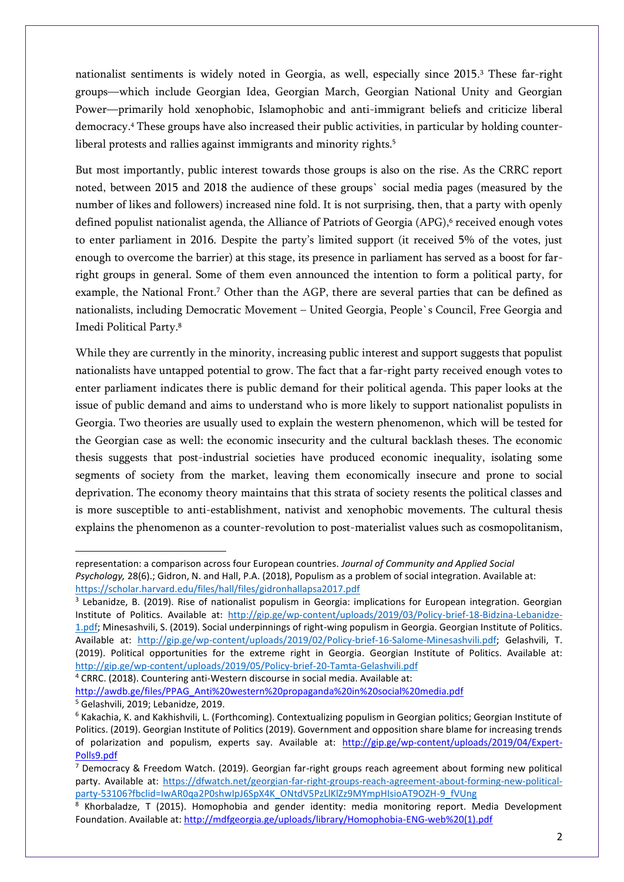nationalist sentiments is widely noted in Georgia, as well, especially since 2015.[3] These far-right groups—which include Georgian Idea, Georgian March, Georgian National Unity and Georgian Power—primarily hold xenophobic, Islamophobic and anti-immigrant beliefs and criticize liberal democracy.[4] These groups have also increased their public activities, in particular by holding counter-liberal protests and rallies against immigrants and minority rights.[5]

But most importantly, public interest towards those groups is also on the rise. As the CRRC report noted, between 2015 and 2018 the audience of these groups` social media pages (measured by the number of likes and followers) increased nine fold. It is not surprising, then, that a party with openly defined populist nationalist agenda, the Alliance of Patriots of Georgia (APG),[6] received enough votes to enter parliament in 2016. Despite the party's limited support (it received 5% of the votes, just enough to overcome the barrier) at this stage, its presence in parliament has served as a boost for far-right groups in general. Some of them even announced the intention to form a political party, for example, the National Front.[7] Other than the AGP, there are several parties that can be defined as nationalists, including Democratic Movement – United Georgia, People`s Council, Free Georgia and Imedi Political Party.[8]

While they are currently in the minority, increasing public interest and support suggests that populist nationalists have untapped potential to grow. The fact that a far-right party received enough votes to enter parliament indicates there is public demand for their political agenda. This paper looks at the issue of public demand and aims to understand who is more likely to support nationalist populists in Georgia. Two theories are usually used to explain the western phenomenon, which will be tested for the Georgian case as well: the economic insecurity and the cultural backlash theses. The economic thesis suggests that post-industrial societies have produced economic inequality, isolating some segments of society from the market, leaving them economically insecure and prone to social deprivation. The economy theory maintains that this strata of society resents the political classes and is more susceptible to anti-establishment, nativist and xenophobic movements. The cultural thesis explains the phenomenon as a counter-revolution to post-materialist values such as cosmopolitanism,

---

representation: a comparison across four European countries. *Journal of Community and Applied Social Psychology,* 28(6).; Gidron, N. and Hall, P.A. (2018), Populism as a problem of social integration. Available at: https://scholar.harvard.edu/files/hall/files/gidronhallapsa2017.pdf

[3] Lebanidze, B. (2019). Rise of nationalist populism in Georgia: implications for European integration. Georgian Institute of Politics. Available at: http://gip.ge/wp-content/uploads/2019/03/Policy-brief-18-Bidzina-Lebanidze-1.pdf; Minesashvili, S. (2019). Social underpinnings of right-wing populism in Georgia. Georgian Institute of Politics. Available at: http://gip.ge/wp-content/uploads/2019/02/Policy-brief-16-Salome-Minesashvili.pdf; Gelashvili, T. (2019). Political opportunities for the extreme right in Georgia. Georgian Institute of Politics. Available at: http://gip.ge/wp-content/uploads/2019/05/Policy-brief-20-Tamta-Gelashvili.pdf

[4] CRRC. (2018). Countering anti-Western discourse in social media. Available at: http://awdb.ge/files/PPAG_Anti%20western%20propaganda%20in%20social%20media.pdf

[5] Gelashvili, 2019; Lebanidze, 2019.

[6] Kakachia, K. and Kakhishvili, L. (Forthcoming). Contextualizing populism in Georgian politics; Georgian Institute of Politics. (2019). Georgian Institute of Politics (2019). Government and opposition share blame for increasing trends of polarization and populism, experts say. Available at: http://gip.ge/wp-content/uploads/2019/04/Expert-Polls9.pdf

[7] Democracy & Freedom Watch. (2019). Georgian far-right groups reach agreement about forming new political party. Available at: https://dfwatch.net/georgian-far-right-groups-reach-agreement-about-forming-new-political-party-53106?fbclid=IwAR0qa2P0shwIpJ6SpX4K_ONtdV5PzLlKlZz9MYmpHIsioAT9OZH-9_fVUng

[8] Khorbaladze, T (2015). Homophobia and gender identity: media monitoring report. Media Development Foundation. Available at: http://mdfgeorgia.ge/uploads/library/Homophobia-ENG-web%20(1).pdf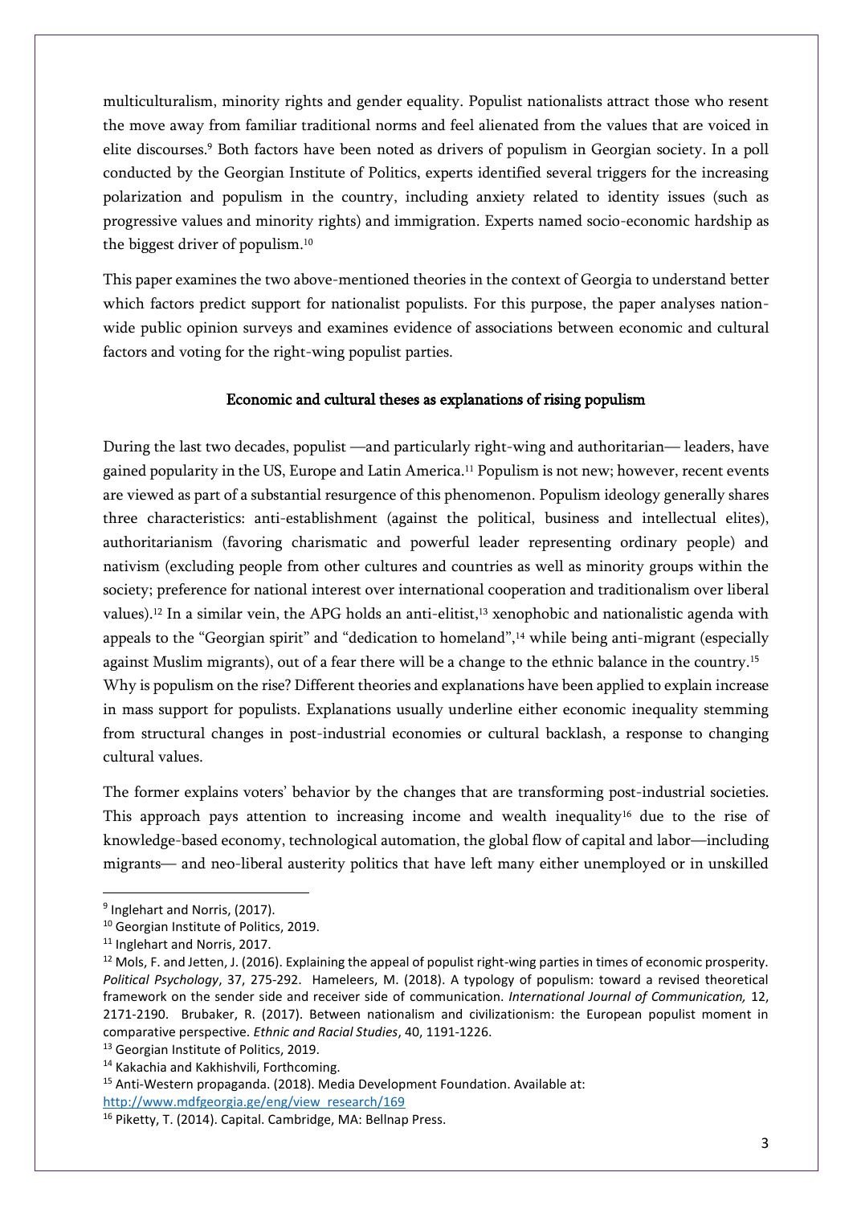multiculturalism, minority rights and gender equality. Populist nationalists attract those who resent the move away from familiar traditional norms and feel alienated from the values that are voiced in elite discourses.[9] Both factors have been noted as drivers of populism in Georgian society. In a poll conducted by the Georgian Institute of Politics, experts identified several triggers for the increasing polarization and populism in the country, including anxiety related to identity issues (such as progressive values and minority rights) and immigration. Experts named socio-economic hardship as the biggest driver of populism.[10]

This paper examines the two above-mentioned theories in the context of Georgia to understand better which factors predict support for nationalist populists. For this purpose, the paper analyses nation-wide public opinion surveys and examines evidence of associations between economic and cultural factors and voting for the right-wing populist parties.

## Economic and cultural theses as explanations of rising populism

During the last two decades, populist —and particularly right-wing and authoritarian— leaders, have gained popularity in the US, Europe and Latin America.[11] Populism is not new; however, recent events are viewed as part of a substantial resurgence of this phenomenon. Populism ideology generally shares three characteristics: anti-establishment (against the political, business and intellectual elites), authoritarianism (favoring charismatic and powerful leader representing ordinary people) and nativism (excluding people from other cultures and countries as well as minority groups within the society; preference for national interest over international cooperation and traditionalism over liberal values).[12] In a similar vein, the APG holds an anti-elitist,[13] xenophobic and nationalistic agenda with appeals to the "Georgian spirit" and "dedication to homeland",[14] while being anti-migrant (especially against Muslim migrants), out of a fear there will be a change to the ethnic balance in the country.[15]

Why is populism on the rise? Different theories and explanations have been applied to explain increase in mass support for populists. Explanations usually underline either economic inequality stemming from structural changes in post-industrial economies or cultural backlash, a response to changing cultural values.

The former explains voters' behavior by the changes that are transforming post-industrial societies. This approach pays attention to increasing income and wealth inequality[16] due to the rise of knowledge-based economy, technological automation, the global flow of capital and labor—including migrants— and neo-liberal austerity politics that have left many either unemployed or in unskilled

---

[9] Inglehart and Norris, (2017).

[10] Georgian Institute of Politics, 2019.

[11] Inglehart and Norris, 2017.

[12] Mols, F. and Jetten, J. (2016). Explaining the appeal of populist right-wing parties in times of economic prosperity. *Political Psychology*, 37, 275-292. Hameleers, M. (2018). A typology of populism: toward a revised theoretical framework on the sender side and receiver side of communication. *International Journal of Communication,* 12, 2171-2190. Brubaker, R. (2017). Between nationalism and civilizationism: the European populist moment in comparative perspective. *Ethnic and Racial Studies*, 40, 1191-1226.

[13] Georgian Institute of Politics, 2019.

[14] Kakachia and Kakhishvili, Forthcoming.

[15] Anti-Western propaganda. (2018). Media Development Foundation. Available at: http://www.mdfgeorgia.ge/eng/view_research/169

[16] Piketty, T. (2014). Capital. Cambridge, MA: Bellnap Press.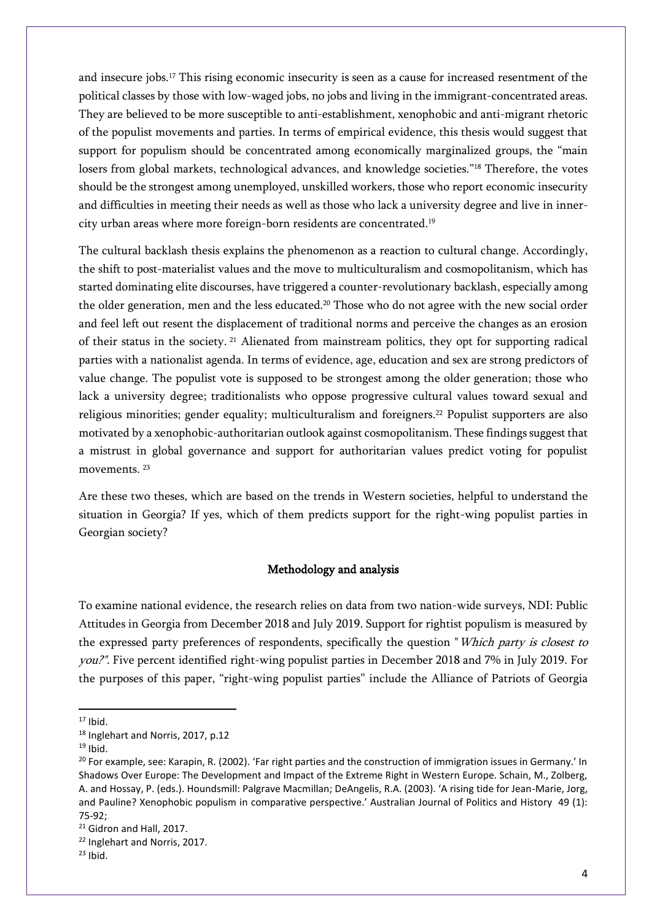and insecure jobs.[17] This rising economic insecurity is seen as a cause for increased resentment of the political classes by those with low-waged jobs, no jobs and living in the immigrant-concentrated areas. They are believed to be more susceptible to anti-establishment, xenophobic and anti-migrant rhetoric of the populist movements and parties. In terms of empirical evidence, this thesis would suggest that support for populism should be concentrated among economically marginalized groups, the "main losers from global markets, technological advances, and knowledge societies."[18] Therefore, the votes should be the strongest among unemployed, unskilled workers, those who report economic insecurity and difficulties in meeting their needs as well as those who lack a university degree and live in inner-city urban areas where more foreign-born residents are concentrated.[19]

The cultural backlash thesis explains the phenomenon as a reaction to cultural change. Accordingly, the shift to post-materialist values and the move to multiculturalism and cosmopolitanism, which has started dominating elite discourses, have triggered a counter-revolutionary backlash, especially among the older generation, men and the less educated.[20] Those who do not agree with the new social order and feel left out resent the displacement of traditional norms and perceive the changes as an erosion of their status in the society.[21] Alienated from mainstream politics, they opt for supporting radical parties with a nationalist agenda. In terms of evidence, age, education and sex are strong predictors of value change. The populist vote is supposed to be strongest among the older generation; those who lack a university degree; traditionalists who oppose progressive cultural values toward sexual and religious minorities; gender equality; multiculturalism and foreigners.[22] Populist supporters are also motivated by a xenophobic-authoritarian outlook against cosmopolitanism. These findings suggest that a mistrust in global governance and support for authoritarian values predict voting for populist movements.[23]

Are these two theses, which are based on the trends in Western societies, helpful to understand the situation in Georgia? If yes, which of them predicts support for the right-wing populist parties in Georgian society?

## Methodology and analysis

To examine national evidence, the research relies on data from two nation-wide surveys, NDI: Public Attitudes in Georgia from December 2018 and July 2019. Support for rightist populism is measured by the expressed party preferences of respondents, specifically the question "*Which party is closest to you?"*. Five percent identified right-wing populist parties in December 2018 and 7% in July 2019. For the purposes of this paper, "right-wing populist parties" include the Alliance of Patriots of Georgia

---

[17] Ibid.

[18] Inglehart and Norris, 2017, p.12

[19] Ibid.

[20] For example, see: Karapin, R. (2002). 'Far right parties and the construction of immigration issues in Germany.' In Shadows Over Europe: The Development and Impact of the Extreme Right in Western Europe. Schain, M., Zolberg, A. and Hossay, P. (eds.). Houndsmill: Palgrave Macmillan; DeAngelis, R.A. (2003). 'A rising tide for Jean-Marie, Jorg, and Pauline? Xenophobic populism in comparative perspective.' Australian Journal of Politics and History 49 (1): 75-92;

[21] Gidron and Hall, 2017.

[22] Inglehart and Norris, 2017.

[23] Ibid.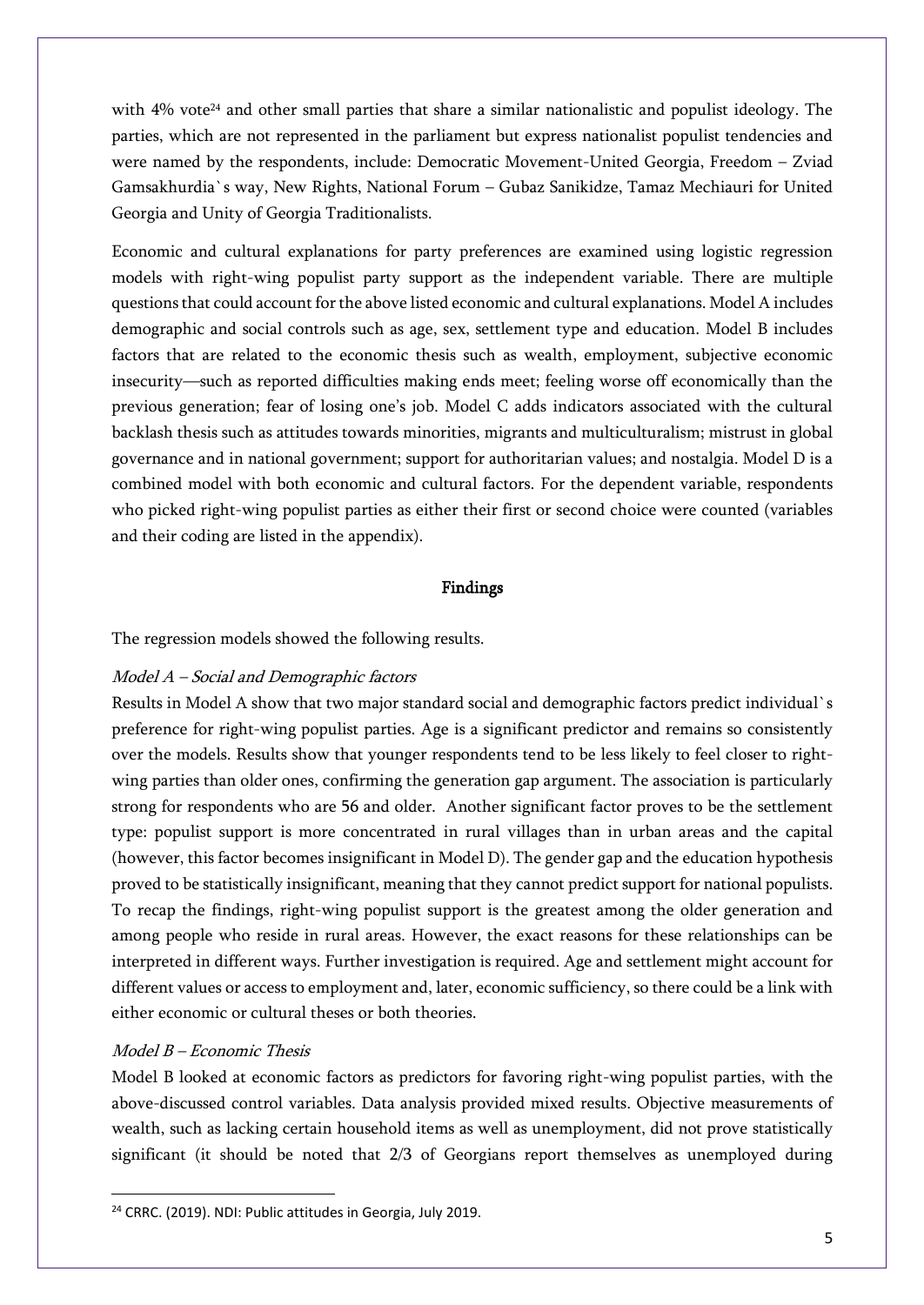with 4% vote[24] and other small parties that share a similar nationalistic and populist ideology. The parties, which are not represented in the parliament but express nationalist populist tendencies and were named by the respondents, include: Democratic Movement-United Georgia, Freedom – Zviad Gamsakhurdia`s way, New Rights, National Forum – Gubaz Sanikidze, Tamaz Mechiauri for United Georgia and Unity of Georgia Traditionalists.

Economic and cultural explanations for party preferences are examined using logistic regression models with right-wing populist party support as the independent variable. There are multiple questions that could account for the above listed economic and cultural explanations. Model A includes demographic and social controls such as age, sex, settlement type and education. Model B includes factors that are related to the economic thesis such as wealth, employment, subjective economic insecurity—such as reported difficulties making ends meet; feeling worse off economically than the previous generation; fear of losing one's job. Model C adds indicators associated with the cultural backlash thesis such as attitudes towards minorities, migrants and multiculturalism; mistrust in global governance and in national government; support for authoritarian values; and nostalgia. Model D is a combined model with both economic and cultural factors. For the dependent variable, respondents who picked right-wing populist parties as either their first or second choice were counted (variables and their coding are listed in the appendix).

## Findings

The regression models showed the following results.

### *Model A – Social and Demographic factors*

Results in Model A show that two major standard social and demographic factors predict individual`s preference for right-wing populist parties. Age is a significant predictor and remains so consistently over the models. Results show that younger respondents tend to be less likely to feel closer to right-wing parties than older ones, confirming the generation gap argument. The association is particularly strong for respondents who are 56 and older. Another significant factor proves to be the settlement type: populist support is more concentrated in rural villages than in urban areas and the capital (however, this factor becomes insignificant in Model D). The gender gap and the education hypothesis proved to be statistically insignificant, meaning that they cannot predict support for national populists. To recap the findings, right-wing populist support is the greatest among the older generation and among people who reside in rural areas. However, the exact reasons for these relationships can be interpreted in different ways. Further investigation is required. Age and settlement might account for different values or access to employment and, later, economic sufficiency, so there could be a link with either economic or cultural theses or both theories.

### *Model B – Economic Thesis*

Model B looked at economic factors as predictors for favoring right-wing populist parties, with the above-discussed control variables. Data analysis provided mixed results. Objective measurements of wealth, such as lacking certain household items as well as unemployment, did not prove statistically significant (it should be noted that 2/3 of Georgians report themselves as unemployed during

[24] CRRC. (2019). NDI: Public attitudes in Georgia, July 2019.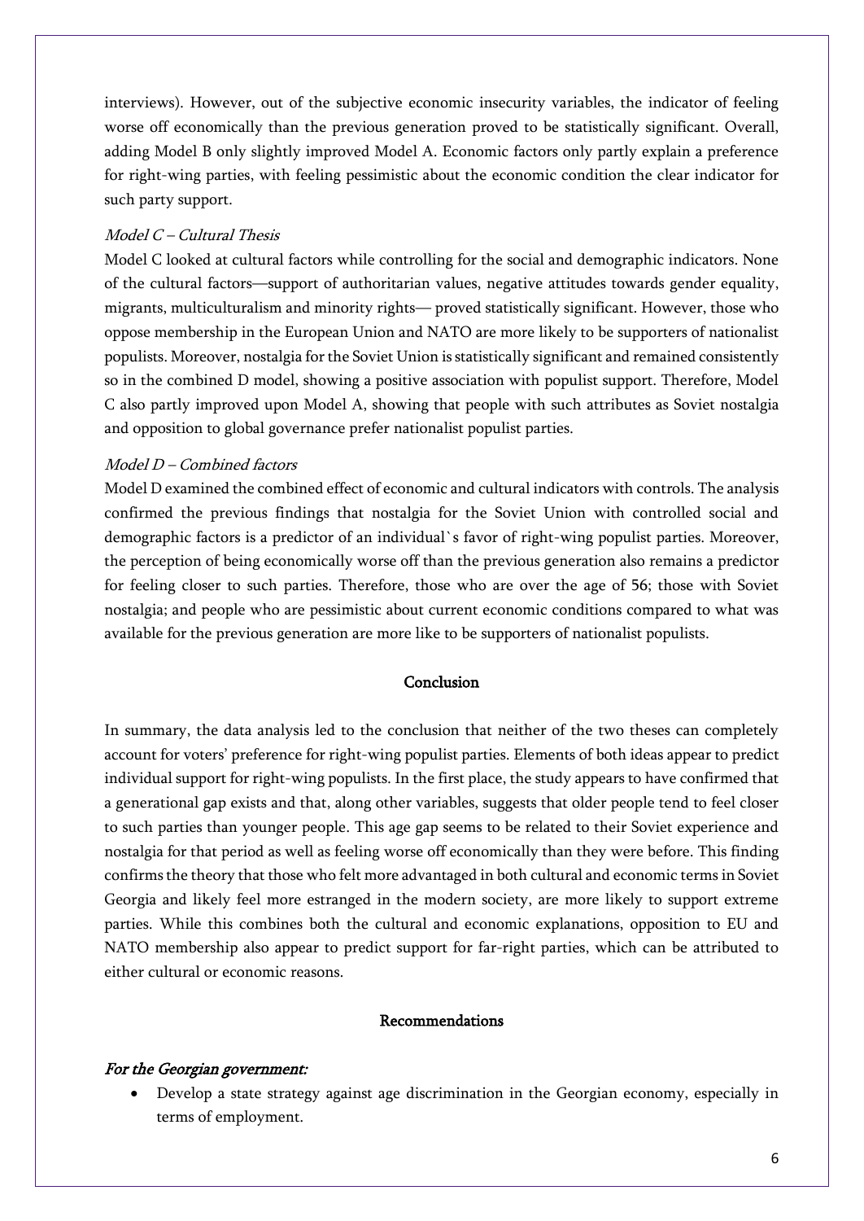interviews). However, out of the subjective economic insecurity variables, the indicator of feeling worse off economically than the previous generation proved to be statistically significant. Overall, adding Model B only slightly improved Model A. Economic factors only partly explain a preference for right-wing parties, with feeling pessimistic about the economic condition the clear indicator for such party support.

*Model C – Cultural Thesis*

Model C looked at cultural factors while controlling for the social and demographic indicators. None of the cultural factors—support of authoritarian values, negative attitudes towards gender equality, migrants, multiculturalism and minority rights— proved statistically significant. However, those who oppose membership in the European Union and NATO are more likely to be supporters of nationalist populists. Moreover, nostalgia for the Soviet Union is statistically significant and remained consistently so in the combined D model, showing a positive association with populist support. Therefore, Model C also partly improved upon Model A, showing that people with such attributes as Soviet nostalgia and opposition to global governance prefer nationalist populist parties.

*Model D – Combined factors*

Model D examined the combined effect of economic and cultural indicators with controls. The analysis confirmed the previous findings that nostalgia for the Soviet Union with controlled social and demographic factors is a predictor of an individual`s favor of right-wing populist parties. Moreover, the perception of being economically worse off than the previous generation also remains a predictor for feeling closer to such parties. Therefore, those who are over the age of 56; those with Soviet nostalgia; and people who are pessimistic about current economic conditions compared to what was available for the previous generation are more like to be supporters of nationalist populists.

## Conclusion

In summary, the data analysis led to the conclusion that neither of the two theses can completely account for voters' preference for right-wing populist parties. Elements of both ideas appear to predict individual support for right-wing populists. In the first place, the study appears to have confirmed that a generational gap exists and that, along other variables, suggests that older people tend to feel closer to such parties than younger people. This age gap seems to be related to their Soviet experience and nostalgia for that period as well as feeling worse off economically than they were before. This finding confirms the theory that those who felt more advantaged in both cultural and economic terms in Soviet Georgia and likely feel more estranged in the modern society, are more likely to support extreme parties. While this combines both the cultural and economic explanations, opposition to EU and NATO membership also appear to predict support for far-right parties, which can be attributed to either cultural or economic reasons.

## Recommendations

### *For the Georgian government:*

- Develop a state strategy against age discrimination in the Georgian economy, especially in terms of employment.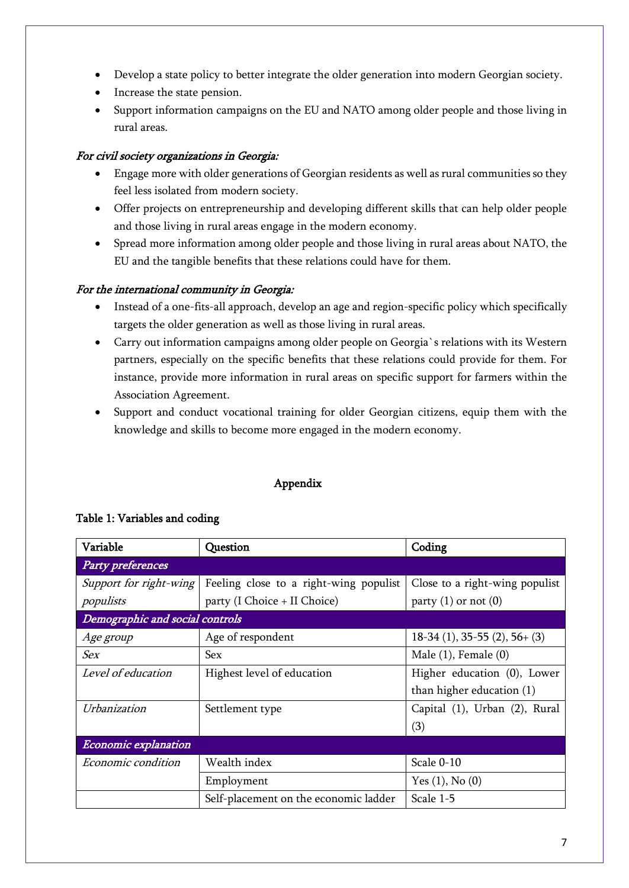- Develop a state policy to better integrate the older generation into modern Georgian society.
- Increase the state pension.
- Support information campaigns on the EU and NATO among older people and those living in rural areas.

*For civil society organizations in Georgia:*

- Engage more with older generations of Georgian residents as well as rural communities so they feel less isolated from modern society.
- Offer projects on entrepreneurship and developing different skills that can help older people and those living in rural areas engage in the modern economy.
- Spread more information among older people and those living in rural areas about NATO, the EU and the tangible benefits that these relations could have for them.

*For the international community in Georgia:*

- Instead of a one-fits-all approach, develop an age and region-specific policy which specifically targets the older generation as well as those living in rural areas.
- Carry out information campaigns among older people on Georgia`s relations with its Western partners, especially on the specific benefits that these relations could provide for them. For instance, provide more information in rural areas on specific support for farmers within the Association Agreement.
- Support and conduct vocational training for older Georgian citizens, equip them with the knowledge and skills to become more engaged in the modern economy.

## Appendix

**Table 1: Variables and coding**

| Variable | Question | Coding |
|---|---|---|
| *Party preferences* | | |
| *Support for right-wing populists* | Feeling close to a right-wing populist party (I Choice + II Choice) | Close to a right-wing populist party (1) or not (0) |
| *Demographic and social controls* | | |
| *Age group* | Age of respondent | 18-34 (1), 35-55 (2), 56+ (3) |
| *Sex* | Sex | Male (1), Female (0) |
| *Level of education* | Highest level of education | Higher education (0), Lower than higher education (1) |
| *Urbanization* | Settlement type | Capital (1), Urban (2), Rural (3) |
| *Economic explanation* | | |
| *Economic condition* | Wealth index | Scale 0-10 |
| | Employment | Yes (1), No (0) |
| | Self-placement on the economic ladder | Scale 1-5 |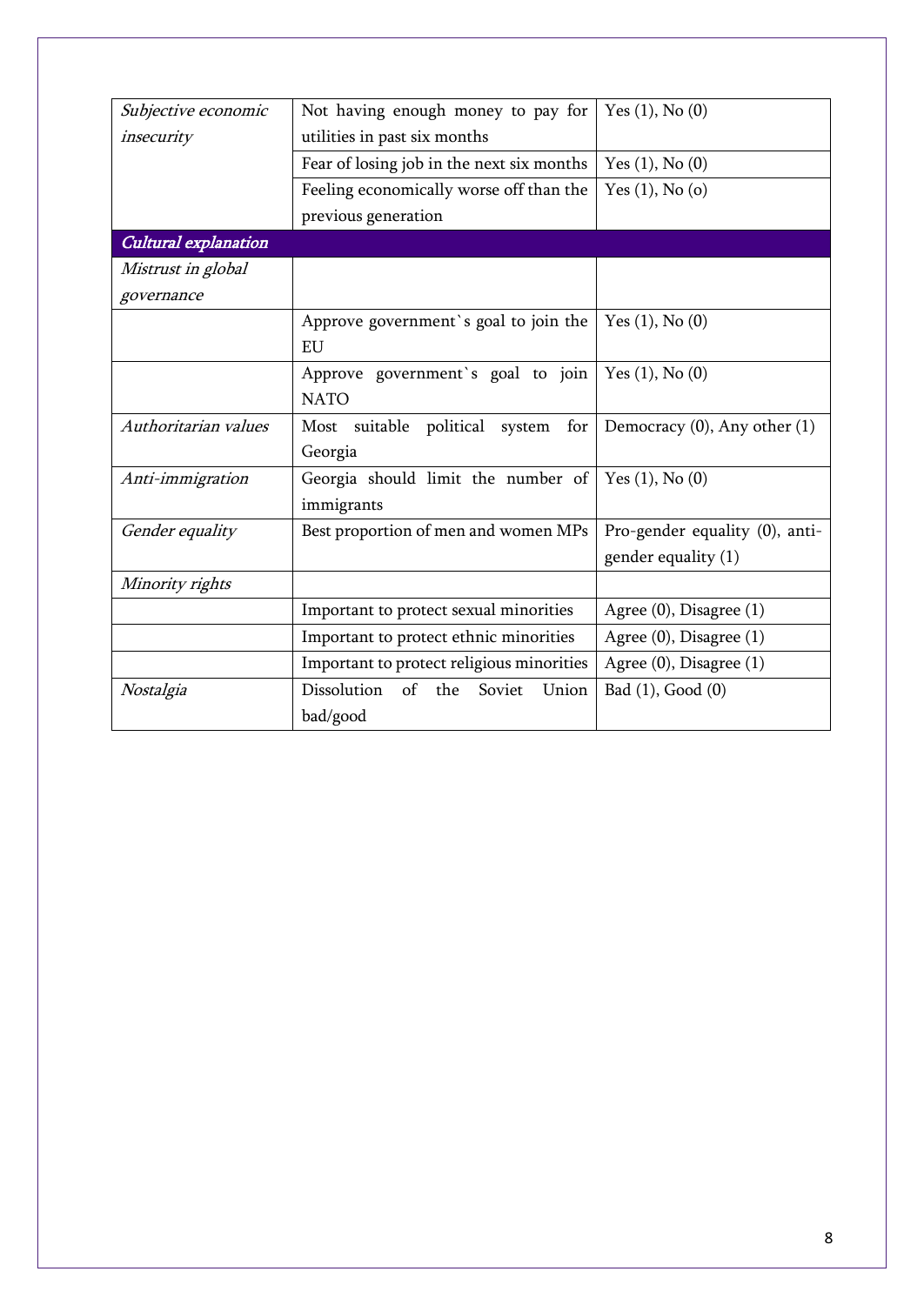| | | |
|---|---|---|
| *Subjective economic insecurity* | Not having enough money to pay for utilities in past six months | Yes (1), No (0) |
| | Fear of losing job in the next six months | Yes (1), No (0) |
| | Feeling economically worse off than the previous generation | Yes (1), No (o) |
| ***Cultural explanation*** | | |
| *Mistrust in global governance* | | |
| | Approve government`s goal to join the EU | Yes (1), No (0) |
| | Approve government`s goal to join NATO | Yes (1), No (0) |
| *Authoritarian values* | Most suitable political system for Georgia | Democracy (0), Any other (1) |
| *Anti-immigration* | Georgia should limit the number of immigrants | Yes (1), No (0) |
| *Gender equality* | Best proportion of men and women MPs | Pro-gender equality (0), anti-gender equality (1) |
| *Minority rights* | | |
| | Important to protect sexual minorities | Agree (0), Disagree (1) |
| | Important to protect ethnic minorities | Agree (0), Disagree (1) |
| | Important to protect religious minorities | Agree (0), Disagree (1) |
| *Nostalgia* | Dissolution of the Soviet Union bad/good | Bad (1), Good (0) |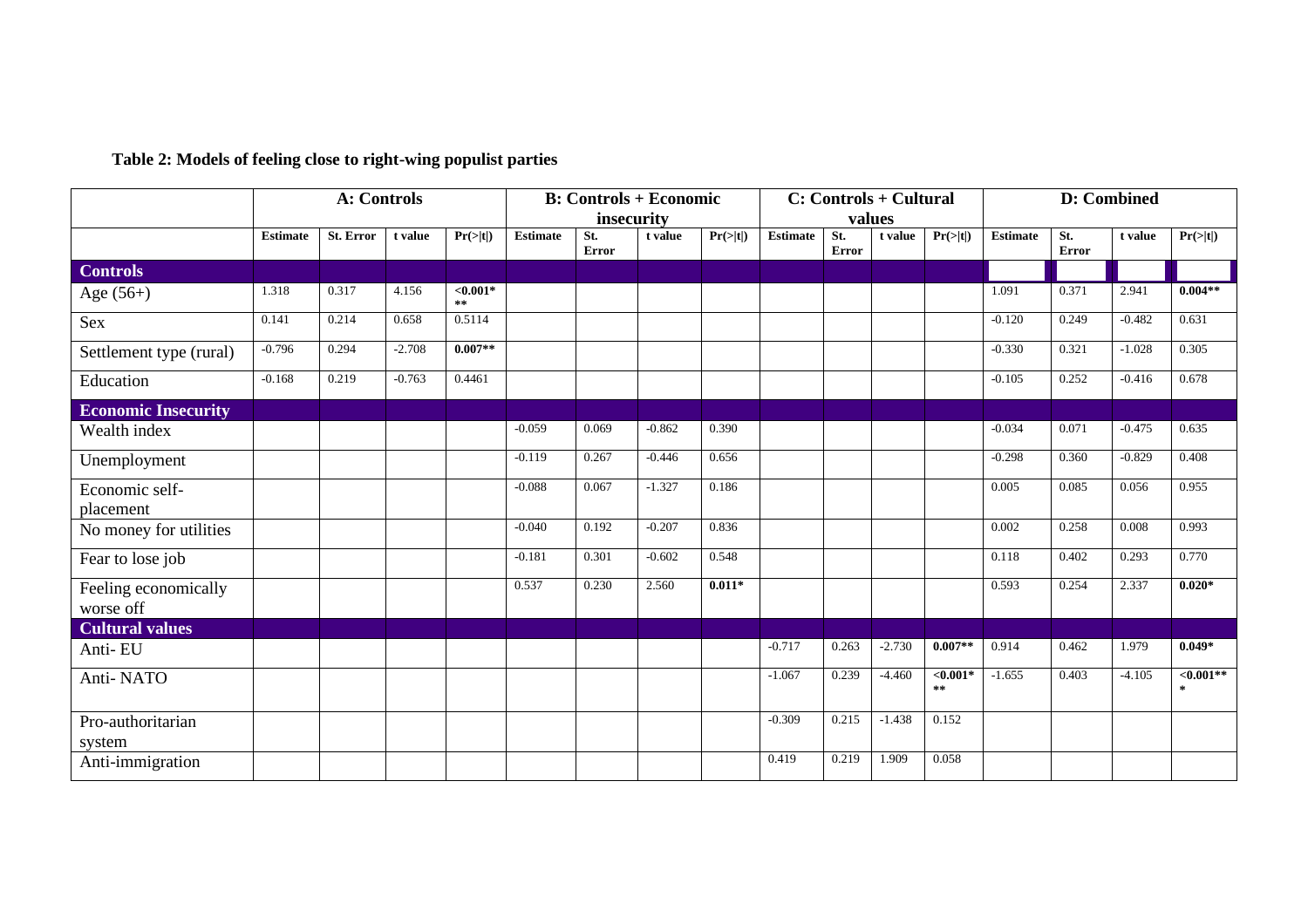**Table 2: Models of feeling close to right-wing populist parties**

| | A: Controls | | | | B: Controls + Economic insecurity | | | | C: Controls + Cultural values | | | | D: Combined | | | |
|---|---|---|---|---|---|---|---|---|---|---|---|---|---|---|---|---|
| | **Estimate** | **St. Error** | **t value** | **Pr(>\|t\|)** | **Estimate** | **St. Error** | **t value** | **Pr(>\|t\|)** | **Estimate** | **St. Error** | **t value** | **Pr(>\|t\|)** | **Estimate** | **St. Error** | **t value** | **Pr(>\|t\|)** |
| **Controls** | | | | | | | | | | | | | | | | |
| Age (56+) | 1.318 | 0.317 | 4.156 | **<0.001*****| | | | | | | | | 1.091 | 0.371 | 2.941 | **0.004**** |
| Sex | 0.141 | 0.214 | 0.658 | 0.5114 | | | | | | | | | -0.120 | 0.249 | -0.482 | 0.631 |
| Settlement type (rural) | -0.796 | 0.294 | -2.708 | **0.007**** | | | | | | | | | -0.330 | 0.321 | -1.028 | 0.305 |
| Education | -0.168 | 0.219 | -0.763 | 0.4461 | | | | | | | | | -0.105 | 0.252 | -0.416 | 0.678 |
| **Economic Insecurity** | | | | | | | | | | | | | | | | |
| Wealth index | | | | | -0.059 | 0.069 | -0.862 | 0.390 | | | | | -0.034 | 0.071 | -0.475 | 0.635 |
| Unemployment | | | | | -0.119 | 0.267 | -0.446 | 0.656 | | | | | -0.298 | 0.360 | -0.829 | 0.408 |
| Economic self-placement | | | | | -0.088 | 0.067 | -1.327 | 0.186 | | | | | 0.005 | 0.085 | 0.056 | 0.955 |
| No money for utilities | | | | | -0.040 | 0.192 | -0.207 | 0.836 | | | | | 0.002 | 0.258 | 0.008 | 0.993 |
| Fear to lose job | | | | | -0.181 | 0.301 | -0.602 | 0.548 | | | | | 0.118 | 0.402 | 0.293 | 0.770 |
| Feeling economically worse off | | | | | 0.537 | 0.230 | 2.560 | **0.011*** | | | | | 0.593 | 0.254 | 2.337 | **0.020*** |
| **Cultural values** | | | | | | | | | | | | | | | | |
| Anti- EU | | | | | | | | | -0.717 | 0.263 | -2.730 | **0.007**** | 0.914 | 0.462 | 1.979 | **0.049*** |
| Anti- NATO | | | | | | | | | -1.067 | 0.239 | -4.460 | **<0.001***** | -1.655 | 0.403 | -4.105 | **<0.001***** |
| Pro-authoritarian system | | | | | | | | | -0.309 | 0.215 | -1.438 | 0.152 | | | | |
| Anti-immigration | | | | | | | | | 0.419 | 0.219 | 1.909 | 0.058 | | | | |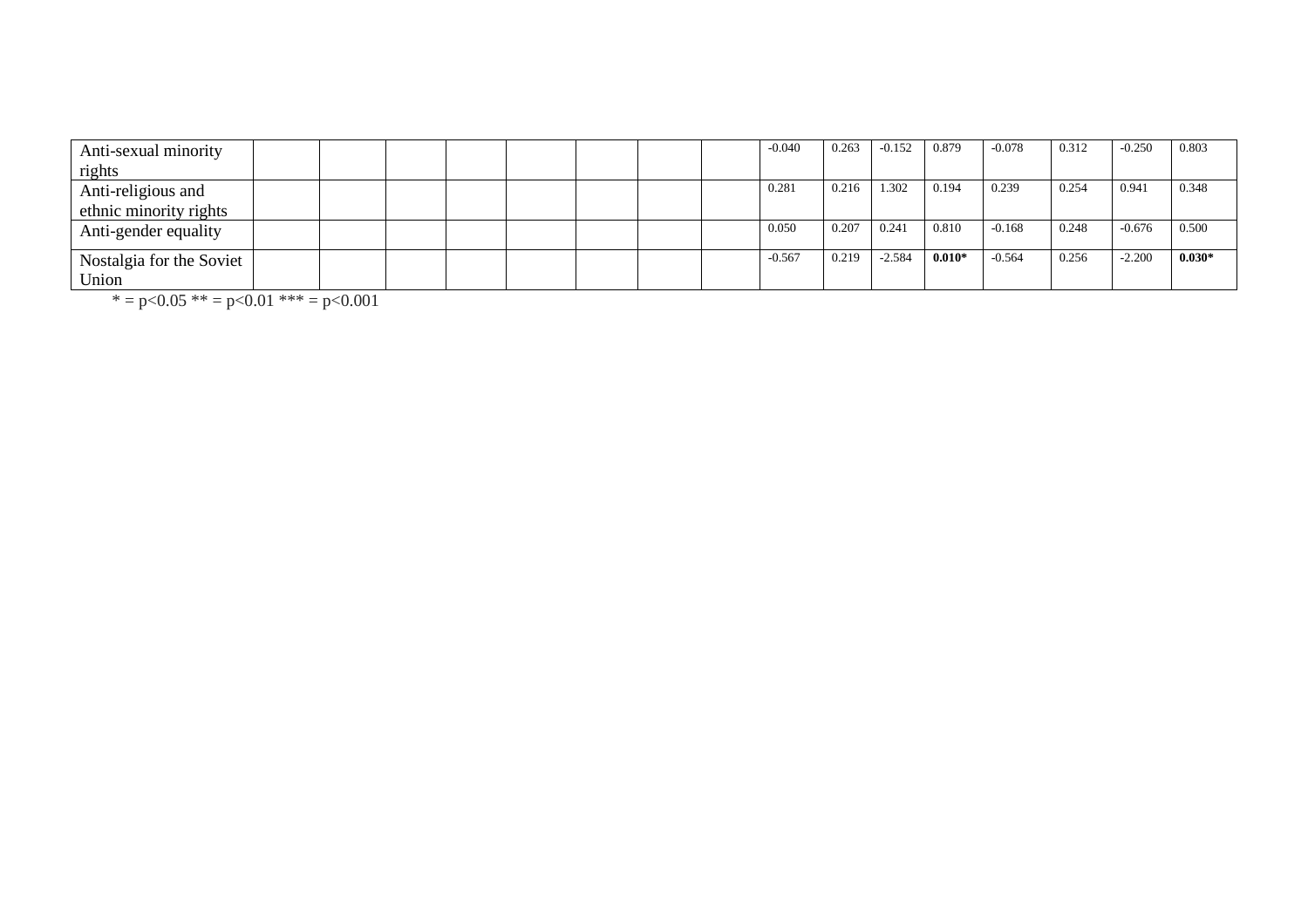| | | | | | | | | | | | | | | | | |
|---|---|---|---|---|---|---|---|---|---|---|---|---|---|---|---|---|
| Anti-sexual minority rights | | | | | | | | | -0.040 | 0.263 | -0.152 | 0.879 | -0.078 | 0.312 | -0.250 | 0.803 |
| Anti-religious and ethnic minority rights | | | | | | | | | 0.281 | 0.216 | 1.302 | 0.194 | 0.239 | 0.254 | 0.941 | 0.348 |
| Anti-gender equality | | | | | | | | | 0.050 | 0.207 | 0.241 | 0.810 | -0.168 | 0.248 | -0.676 | 0.500 |
| Nostalgia for the Soviet Union | | | | | | | | | -0.567 | 0.219 | -2.584 | **0.010*** | -0.564 | 0.256 | -2.200 | **0.030*** |

* = p<0.05 ** = p<0.01 *** = p<0.001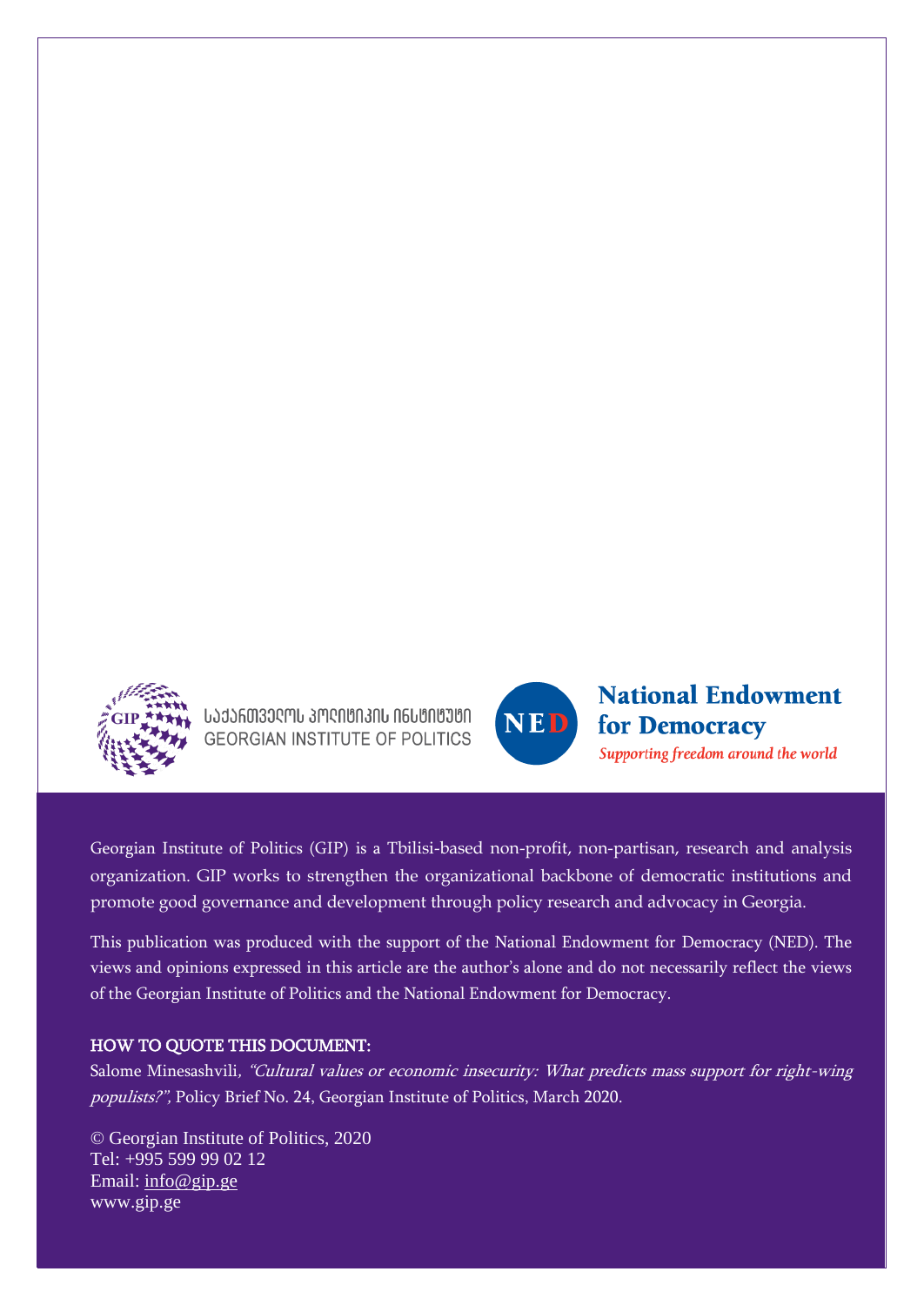საქართველოს პოლიტიკის ინსტიტუტი
GEORGIAN INSTITUTE OF POLITICS

National Endowment for Democracy
*Supporting freedom around the world*

Georgian Institute of Politics (GIP) is a Tbilisi-based non-profit, non-partisan, research and analysis organization. GIP works to strengthen the organizational backbone of democratic institutions and promote good governance and development through policy research and advocacy in Georgia.

This publication was produced with the support of the National Endowment for Democracy (NED). The views and opinions expressed in this article are the author's alone and do not necessarily reflect the views of the Georgian Institute of Politics and the National Endowment for Democracy.

**HOW TO QUOTE THIS DOCUMENT:**

Salome Minesashvili, *"Cultural values or economic insecurity: What predicts mass support for right-wing populists?"*, Policy Brief No. 24, Georgian Institute of Politics, March 2020.

© Georgian Institute of Politics, 2020
Tel: +995 599 99 02 12
Email: info@gip.ge
www.gip.ge